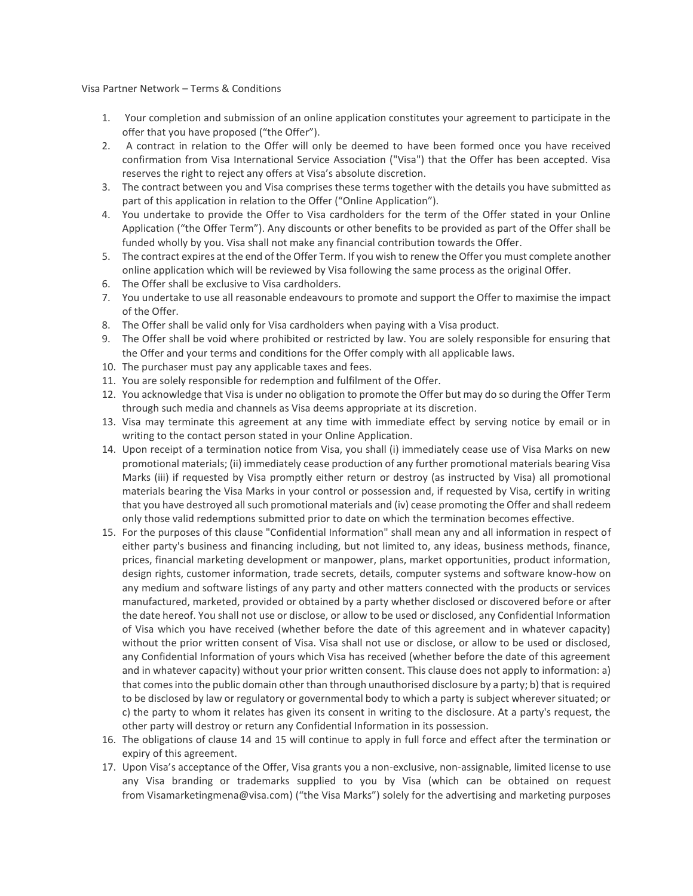Visa Partner Network – Terms & Conditions

1. Your completion and submission of an online application constitutes your agreement to participate in the offer that you have proposed ("the Offer").
2. A contract in relation to the Offer will only be deemed to have been formed once you have received confirmation from Visa International Service Association ("Visa") that the Offer has been accepted. Visa reserves the right to reject any offers at Visa's absolute discretion.
3. The contract between you and Visa comprises these terms together with the details you have submitted as part of this application in relation to the Offer ("Online Application").
4. You undertake to provide the Offer to Visa cardholders for the term of the Offer stated in your Online Application ("the Offer Term"). Any discounts or other benefits to be provided as part of the Offer shall be funded wholly by you. Visa shall not make any financial contribution towards the Offer.
5. The contract expires at the end of the Offer Term. If you wish to renew the Offer you must complete another online application which will be reviewed by Visa following the same process as the original Offer.
6. The Offer shall be exclusive to Visa cardholders.
7. You undertake to use all reasonable endeavours to promote and support the Offer to maximise the impact of the Offer.
8. The Offer shall be valid only for Visa cardholders when paying with a Visa product.
9. The Offer shall be void where prohibited or restricted by law. You are solely responsible for ensuring that the Offer and your terms and conditions for the Offer comply with all applicable laws.
10. The purchaser must pay any applicable taxes and fees.
11. You are solely responsible for redemption and fulfilment of the Offer.
12. You acknowledge that Visa is under no obligation to promote the Offer but may do so during the Offer Term through such media and channels as Visa deems appropriate at its discretion.
13. Visa may terminate this agreement at any time with immediate effect by serving notice by email or in writing to the contact person stated in your Online Application.
14. Upon receipt of a termination notice from Visa, you shall (i) immediately cease use of Visa Marks on new promotional materials; (ii) immediately cease production of any further promotional materials bearing Visa Marks (iii) if requested by Visa promptly either return or destroy (as instructed by Visa) all promotional materials bearing the Visa Marks in your control or possession and, if requested by Visa, certify in writing that you have destroyed all such promotional materials and (iv) cease promoting the Offer and shall redeem only those valid redemptions submitted prior to date on which the termination becomes effective.
15. For the purposes of this clause "Confidential Information" shall mean any and all information in respect of either party's business and financing including, but not limited to, any ideas, business methods, finance, prices, financial marketing development or manpower, plans, market opportunities, product information, design rights, customer information, trade secrets, details, computer systems and software know-how on any medium and software listings of any party and other matters connected with the products or services manufactured, marketed, provided or obtained by a party whether disclosed or discovered before or after the date hereof. You shall not use or disclose, or allow to be used or disclosed, any Confidential Information of Visa which you have received (whether before the date of this agreement and in whatever capacity) without the prior written consent of Visa. Visa shall not use or disclose, or allow to be used or disclosed, any Confidential Information of yours which Visa has received (whether before the date of this agreement and in whatever capacity) without your prior written consent. This clause does not apply to information: a) that comes into the public domain other than through unauthorised disclosure by a party; b) that is required to be disclosed by law or regulatory or governmental body to which a party is subject wherever situated; or c) the party to whom it relates has given its consent in writing to the disclosure. At a party's request, the other party will destroy or return any Confidential Information in its possession.
16. The obligations of clause 14 and 15 will continue to apply in full force and effect after the termination or expiry of this agreement.
17. Upon Visa's acceptance of the Offer, Visa grants you a non-exclusive, non-assignable, limited license to use any Visa branding or trademarks supplied to you by Visa (which can be obtained on request from Visamarketingmena@visa.com) ("the Visa Marks") solely for the advertising and marketing purposes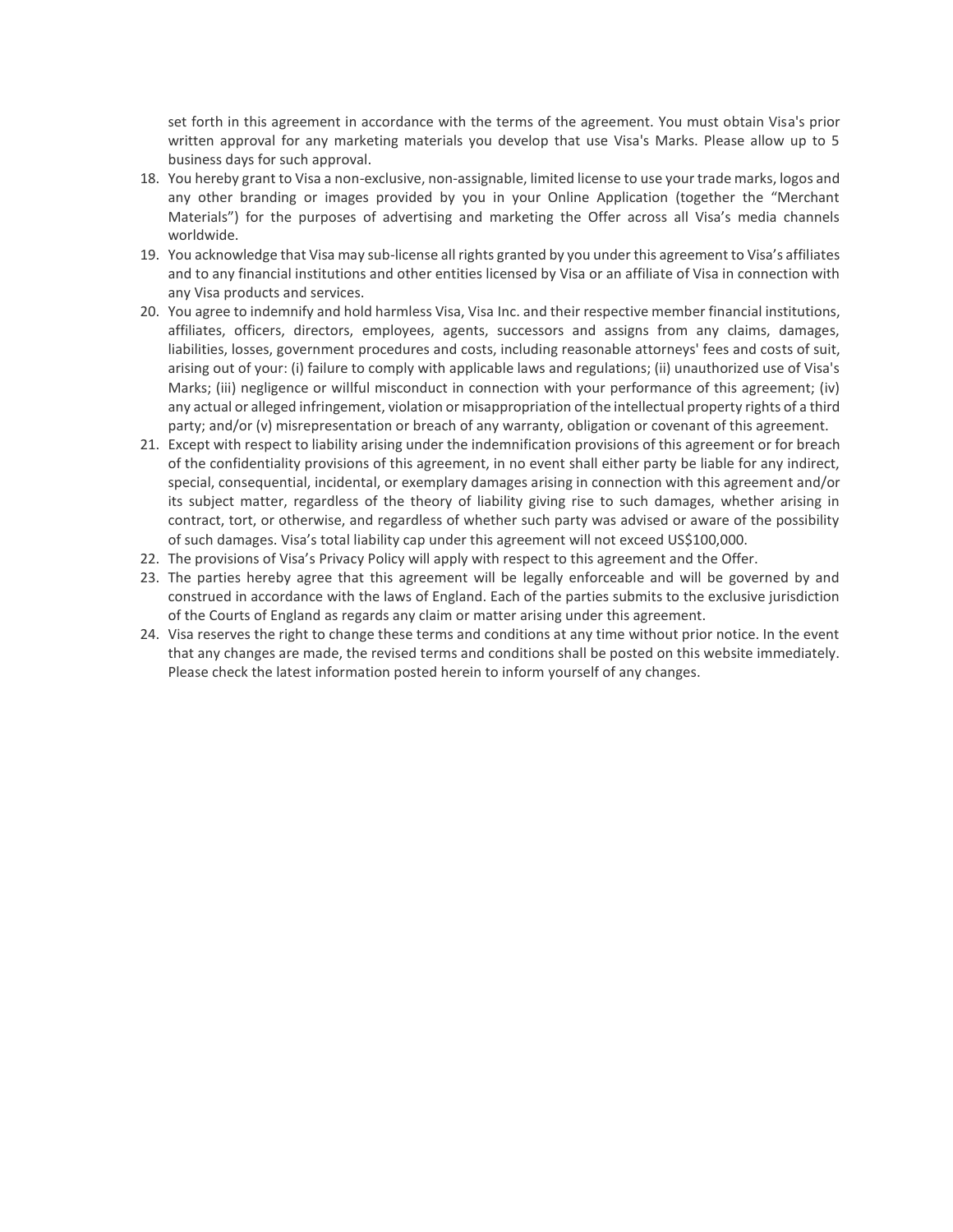set forth in this agreement in accordance with the terms of the agreement. You must obtain Visa's prior written approval for any marketing materials you develop that use Visa's Marks. Please allow up to 5 business days for such approval.

18. You hereby grant to Visa a non-exclusive, non-assignable, limited license to use your trade marks, logos and any other branding or images provided by you in your Online Application (together the "Merchant Materials") for the purposes of advertising and marketing the Offer across all Visa's media channels worldwide.
19. You acknowledge that Visa may sub-license all rights granted by you under this agreement to Visa's affiliates and to any financial institutions and other entities licensed by Visa or an affiliate of Visa in connection with any Visa products and services.
20. You agree to indemnify and hold harmless Visa, Visa Inc. and their respective member financial institutions, affiliates, officers, directors, employees, agents, successors and assigns from any claims, damages, liabilities, losses, government procedures and costs, including reasonable attorneys' fees and costs of suit, arising out of your: (i) failure to comply with applicable laws and regulations; (ii) unauthorized use of Visa's Marks; (iii) negligence or willful misconduct in connection with your performance of this agreement; (iv) any actual or alleged infringement, violation or misappropriation of the intellectual property rights of a third party; and/or (v) misrepresentation or breach of any warranty, obligation or covenant of this agreement.
21. Except with respect to liability arising under the indemnification provisions of this agreement or for breach of the confidentiality provisions of this agreement, in no event shall either party be liable for any indirect, special, consequential, incidental, or exemplary damages arising in connection with this agreement and/or its subject matter, regardless of the theory of liability giving rise to such damages, whether arising in contract, tort, or otherwise, and regardless of whether such party was advised or aware of the possibility of such damages. Visa's total liability cap under this agreement will not exceed US$100,000.
22. The provisions of Visa's Privacy Policy will apply with respect to this agreement and the Offer.
23. The parties hereby agree that this agreement will be legally enforceable and will be governed by and construed in accordance with the laws of England. Each of the parties submits to the exclusive jurisdiction of the Courts of England as regards any claim or matter arising under this agreement.
24. Visa reserves the right to change these terms and conditions at any time without prior notice. In the event that any changes are made, the revised terms and conditions shall be posted on this website immediately. Please check the latest information posted herein to inform yourself of any changes.